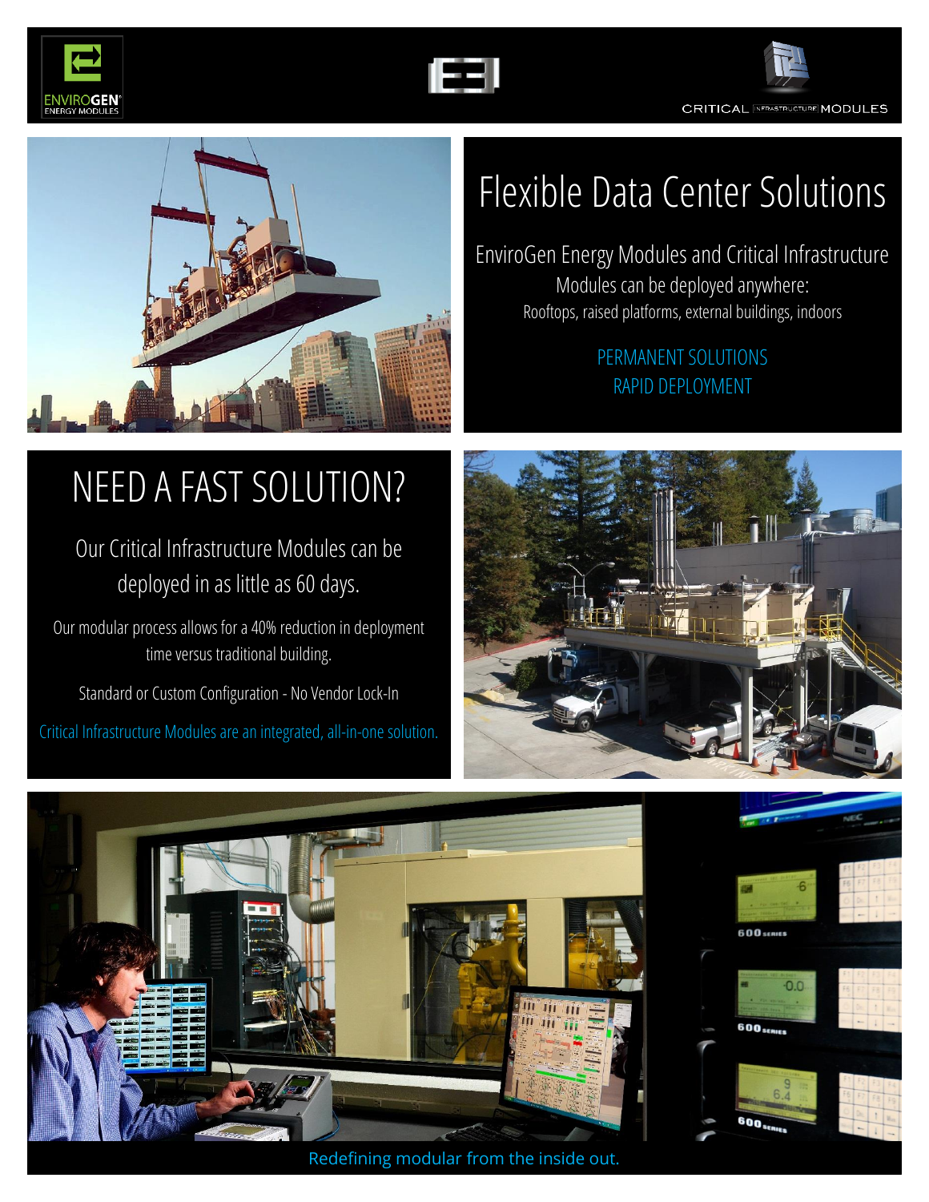ENVIROGEN ENERGY MODULES

CRITICAL INFRASTRUCTURE MODULES

# Flexible Data Center Solutions

EnviroGen Energy Modules and Critical Infrastructure Modules can be deployed anywhere:

Rooftops, raised platforms, external buildings, indoors

PERMANENT SOLUTIONS

RAPID DEPLOYMENT

# NEED A FAST SOLUTION?

Our Critical Infrastructure Modules can be deployed in as little as 60 days.

Our modular process allows for a 40% reduction in deployment time versus traditional building.

Standard or Custom Configuration - No Vendor Lock-In

Critical Infrastructure Modules are an integrated, all-in-one solution.

Redefining modular from the inside out.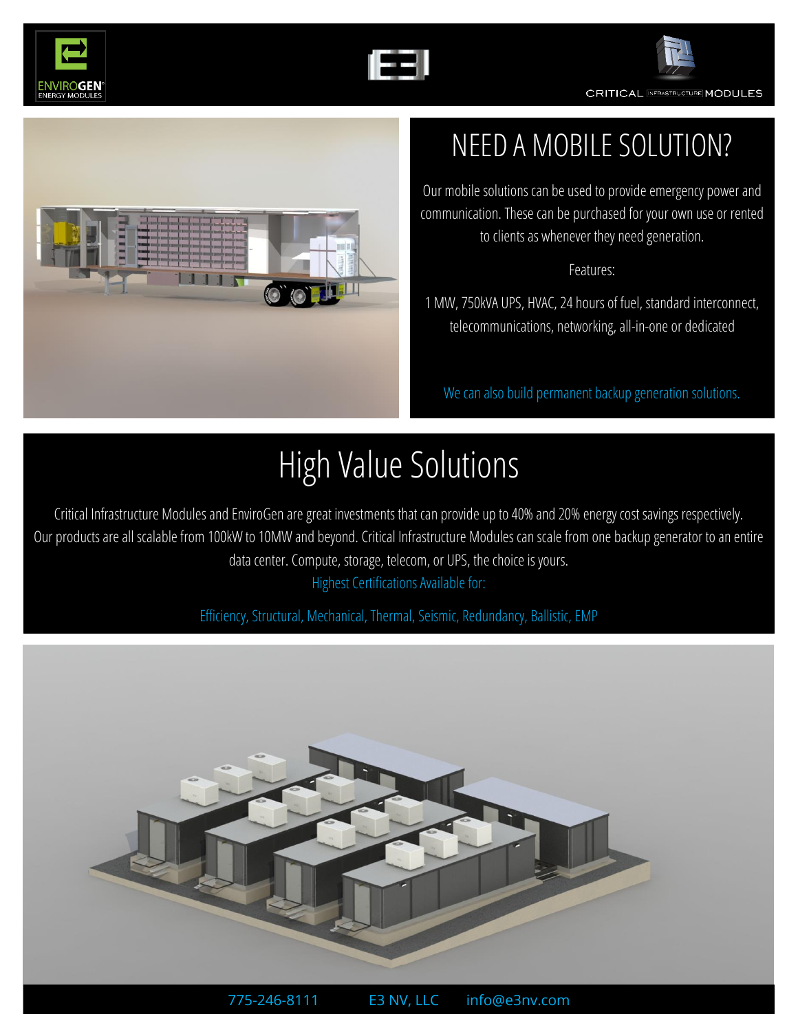ENVIROGEN® ENERGY MODULES

CRITICAL INFRASTRUCTURE MODULES

# NEED A MOBILE SOLUTION?

Our mobile solutions can be used to provide emergency power and communication. These can be purchased for your own use or rented to clients as whenever they need generation.

Features:

1 MW, 750kVA UPS, HVAC, 24 hours of fuel, standard interconnect, telecommunications, networking, all-in-one or dedicated

We can also build permanent backup generation solutions.

# High Value Solutions

Critical Infrastructure Modules and EnviroGen are great investments that can provide up to 40% and 20% energy cost savings respectively. Our products are all scalable from 100kW to 10MW and beyond. Critical Infrastructure Modules can scale from one backup generator to an entire data center. Compute, storage, telecom, or UPS, the choice is yours.

Highest Certifications Available for:

Efficiency, Structural, Mechanical, Thermal, Seismic, Redundancy, Ballistic, EMP

775-246-8111 E3 NV, LLC info@e3nv.com